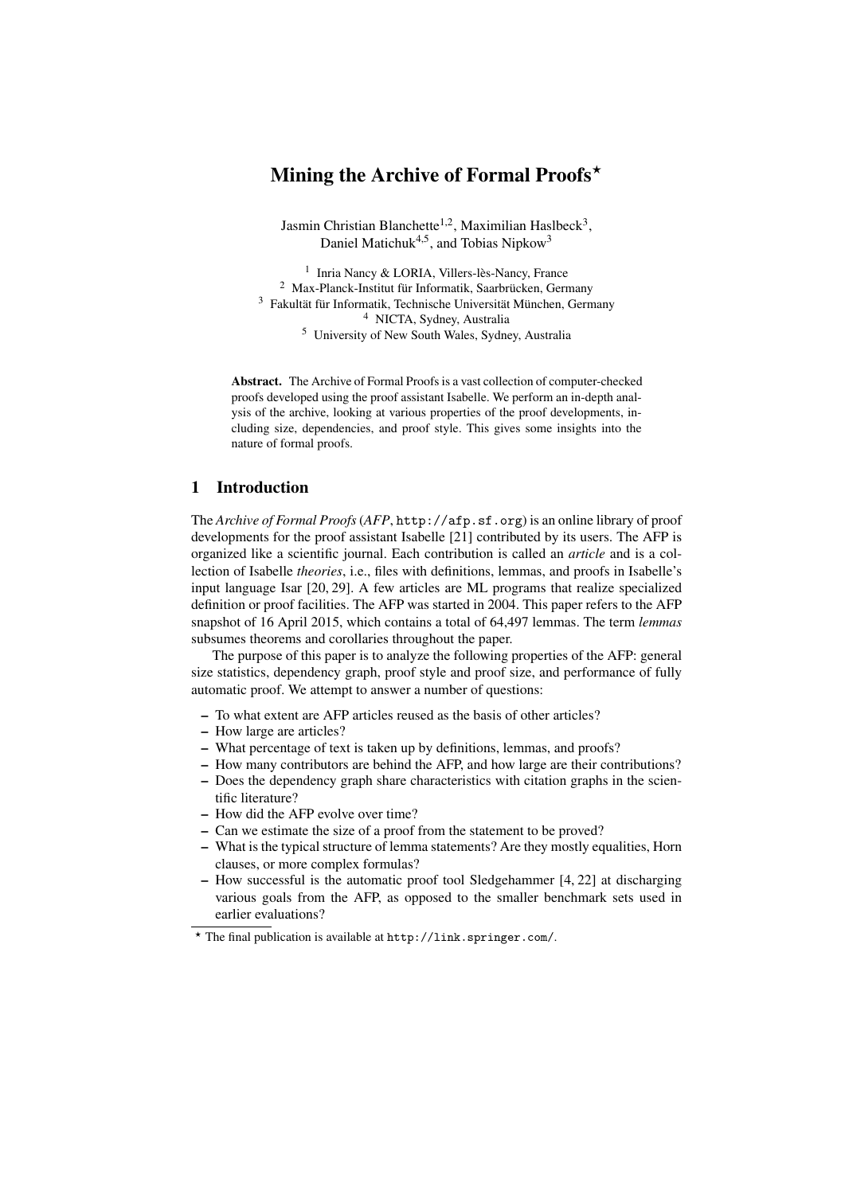# Mining the Archive of Formal Proofs[⋆]

Jasmin Christian Blanchette[1,2], Maximilian Haslbeck[3], Daniel Matichuk[4,5], and Tobias Nipkow[3]

[1] Inria Nancy & LORIA, Villers-lès-Nancy, France
[2] Max-Planck-Institut für Informatik, Saarbrücken, Germany
[3] Fakultät für Informatik, Technische Universität München, Germany
[4] NICTA, Sydney, Australia
[5] University of New South Wales, Sydney, Australia

**Abstract.** The Archive of Formal Proofs is a vast collection of computer-checked proofs developed using the proof assistant Isabelle. We perform an in-depth analysis of the archive, looking at various properties of the proof developments, including size, dependencies, and proof style. This gives some insights into the nature of formal proofs.

## 1 Introduction

The *Archive of Formal Proofs* (*AFP*, `http://afp.sf.org`) is an online library of proof developments for the proof assistant Isabelle [21] contributed by its users. The AFP is organized like a scientific journal. Each contribution is called an *article* and is a collection of Isabelle *theories*, i.e., files with definitions, lemmas, and proofs in Isabelle's input language Isar [20, 29]. A few articles are ML programs that realize specialized definition or proof facilities. The AFP was started in 2004. This paper refers to the AFP snapshot of 16 April 2015, which contains a total of 64,497 lemmas. The term *lemmas* subsumes theorems and corollaries throughout the paper.

The purpose of this paper is to analyze the following properties of the AFP: general size statistics, dependency graph, proof style and proof size, and performance of fully automatic proof. We attempt to answer a number of questions:

- To what extent are AFP articles reused as the basis of other articles?
- How large are articles?
- What percentage of text is taken up by definitions, lemmas, and proofs?
- How many contributors are behind the AFP, and how large are their contributions?
- Does the dependency graph share characteristics with citation graphs in the scientific literature?
- How did the AFP evolve over time?
- Can we estimate the size of a proof from the statement to be proved?
- What is the typical structure of lemma statements? Are they mostly equalities, Horn clauses, or more complex formulas?
- How successful is the automatic proof tool Sledgehammer [4, 22] at discharging various goals from the AFP, as opposed to the smaller benchmark sets used in earlier evaluations?

[⋆] The final publication is available at `http://link.springer.com/`.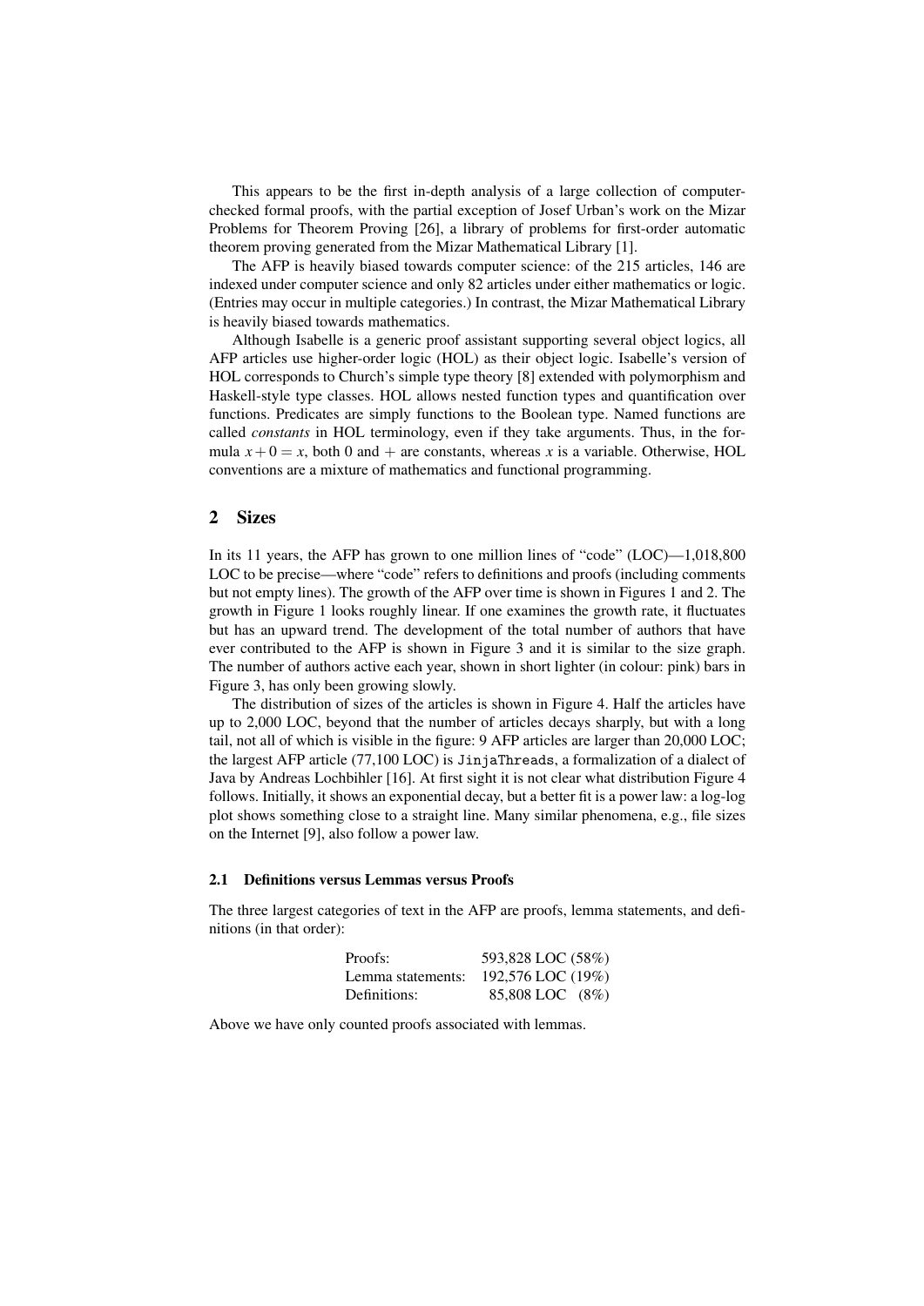This appears to be the first in-depth analysis of a large collection of computer-checked formal proofs, with the partial exception of Josef Urban's work on the Mizar Problems for Theorem Proving [26], a library of problems for first-order automatic theorem proving generated from the Mizar Mathematical Library [1].

The AFP is heavily biased towards computer science: of the 215 articles, 146 are indexed under computer science and only 82 articles under either mathematics or logic. (Entries may occur in multiple categories.) In contrast, the Mizar Mathematical Library is heavily biased towards mathematics.

Although Isabelle is a generic proof assistant supporting several object logics, all AFP articles use higher-order logic (HOL) as their object logic. Isabelle's version of HOL corresponds to Church's simple type theory [8] extended with polymorphism and Haskell-style type classes. HOL allows nested function types and quantification over functions. Predicates are simply functions to the Boolean type. Named functions are called *constants* in HOL terminology, even if they take arguments. Thus, in the formula $x + 0 = x$, both 0 and $+$ are constants, whereas $x$ is a variable. Otherwise, HOL conventions are a mixture of mathematics and functional programming.

## 2 Sizes

In its 11 years, the AFP has grown to one million lines of "code" (LOC)—1,018,800 LOC to be precise—where "code" refers to definitions and proofs (including comments but not empty lines). The growth of the AFP over time is shown in Figures 1 and 2. The growth in Figure 1 looks roughly linear. If one examines the growth rate, it fluctuates but has an upward trend. The development of the total number of authors that have ever contributed to the AFP is shown in Figure 3 and it is similar to the size graph. The number of authors active each year, shown in short lighter (in colour: pink) bars in Figure 3, has only been growing slowly.

The distribution of sizes of the articles is shown in Figure 4. Half the articles have up to 2,000 LOC, beyond that the number of articles decays sharply, but with a long tail, not all of which is visible in the figure: 9 AFP articles are larger than 20,000 LOC; the largest AFP article (77,100 LOC) is `JinjaThreads`, a formalization of a dialect of Java by Andreas Lochbihler [16]. At first sight it is not clear what distribution Figure 4 follows. Initially, it shows an exponential decay, but a better fit is a power law: a log-log plot shows something close to a straight line. Many similar phenomena, e.g., file sizes on the Internet [9], also follow a power law.

### 2.1 Definitions versus Lemmas versus Proofs

The three largest categories of text in the AFP are proofs, lemma statements, and definitions (in that order):

| | |
|---|---|
| Proofs: | 593,828 LOC (58%) |
| Lemma statements: | 192,576 LOC (19%) |
| Definitions: | 85,808 LOC (8%) |

Above we have only counted proofs associated with lemmas.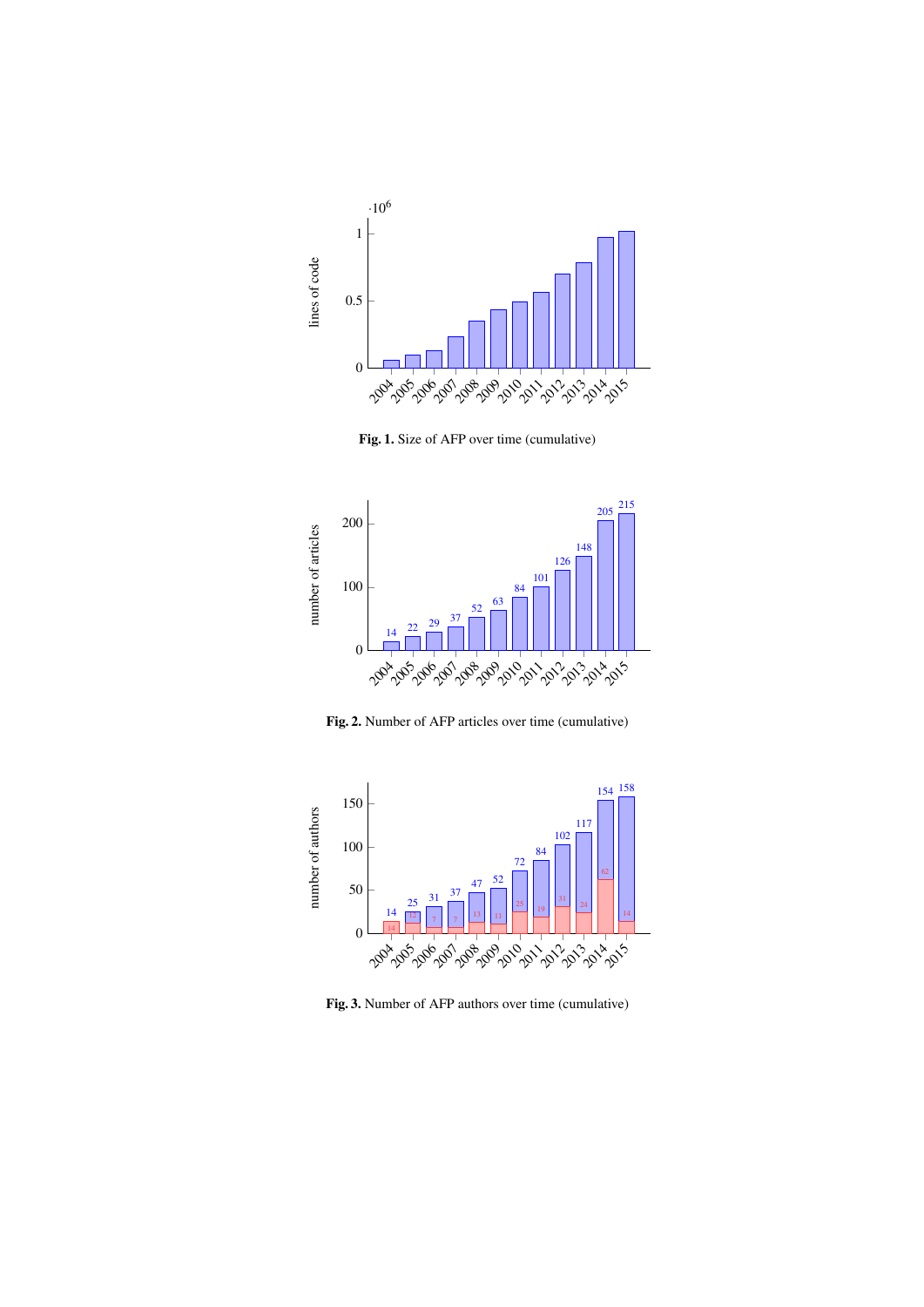Fig. 1. Size of AFP over time (cumulative)

Fig. 2. Number of AFP articles over time (cumulative)

Fig. 3. Number of AFP authors over time (cumulative)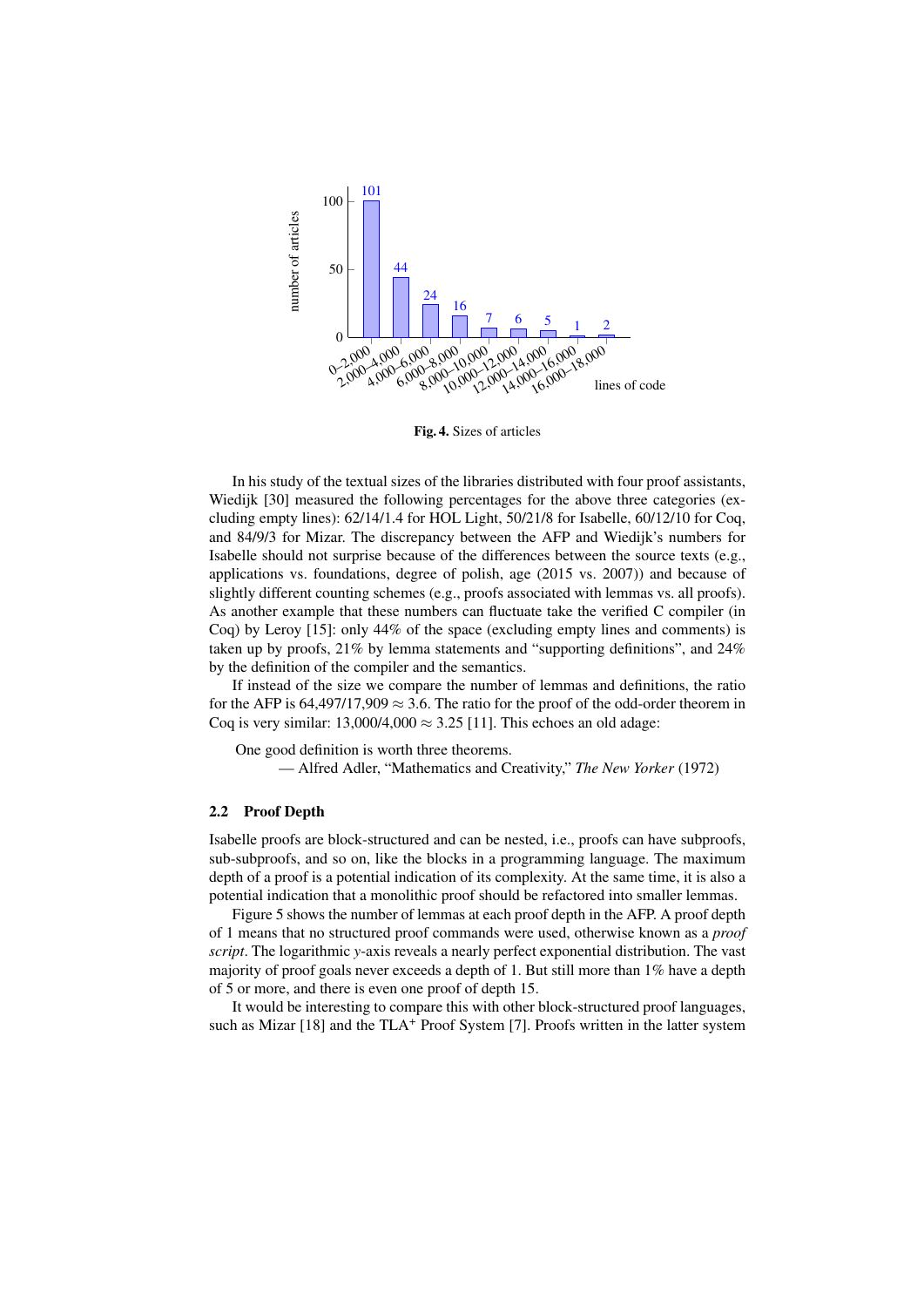**Fig. 4.** Sizes of articles

In his study of the textual sizes of the libraries distributed with four proof assistants, Wiedijk [30] measured the following percentages for the above three categories (excluding empty lines): 62/14/1.4 for HOL Light, 50/21/8 for Isabelle, 60/12/10 for Coq, and 84/9/3 for Mizar. The discrepancy between the AFP and Wiedijk's numbers for Isabelle should not surprise because of the differences between the source texts (e.g., applications vs. foundations, degree of polish, age (2015 vs. 2007)) and because of slightly different counting schemes (e.g., proofs associated with lemmas vs. all proofs). As another example that these numbers can fluctuate take the verified C compiler (in Coq) by Leroy [15]: only 44% of the space (excluding empty lines and comments) is taken up by proofs, 21% by lemma statements and "supporting definitions", and 24% by the definition of the compiler and the semantics.

If instead of the size we compare the number of lemmas and definitions, the ratio for the AFP is 64,497/17,909 $\approx$ 3.6. The ratio for the proof of the odd-order theorem in Coq is very similar: 13,000/4,000 $\approx$ 3.25 [11]. This echoes an old adage:

> One good definition is worth three theorems.
> — Alfred Adler, "Mathematics and Creativity," *The New Yorker* (1972)

### 2.2 Proof Depth

Isabelle proofs are block-structured and can be nested, i.e., proofs can have subproofs, sub-subproofs, and so on, like the blocks in a programming language. The maximum depth of a proof is a potential indication of its complexity. At the same time, it is also a potential indication that a monolithic proof should be refactored into smaller lemmas.

Figure 5 shows the number of lemmas at each proof depth in the AFP. A proof depth of 1 means that no structured proof commands were used, otherwise known as a *proof script*. The logarithmic $y$-axis reveals a nearly perfect exponential distribution. The vast majority of proof goals never exceeds a depth of 1. But still more than 1% have a depth of 5 or more, and there is even one proof of depth 15.

It would be interesting to compare this with other block-structured proof languages, such as Mizar [18] and the TLA⁺ Proof System [7]. Proofs written in the latter system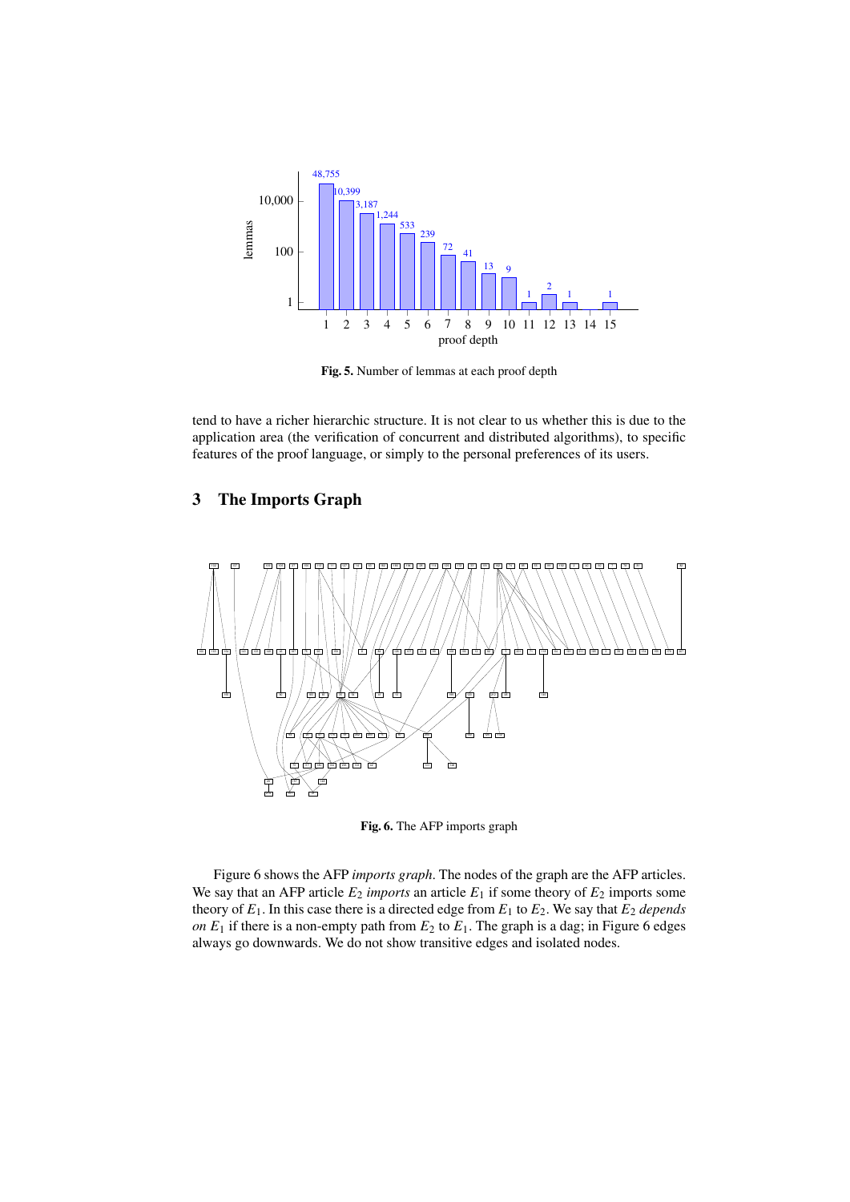Fig. 5. Number of lemmas at each proof depth

tend to have a richer hierarchic structure. It is not clear to us whether this is due to the application area (the verification of concurrent and distributed algorithms), to specific features of the proof language, or simply to the personal preferences of its users.

## 3 The Imports Graph

Fig. 6. The AFP imports graph

Figure 6 shows the AFP *imports graph*. The nodes of the graph are the AFP articles. We say that an AFP article $E_2$ *imports* an article $E_1$ if some theory of $E_2$ imports some theory of $E_1$. In this case there is a directed edge from $E_1$ to $E_2$. We say that $E_2$ *depends on* $E_1$ if there is a non-empty path from $E_2$ to $E_1$. The graph is a dag; in Figure 6 edges always go downwards. We do not show transitive edges and isolated nodes.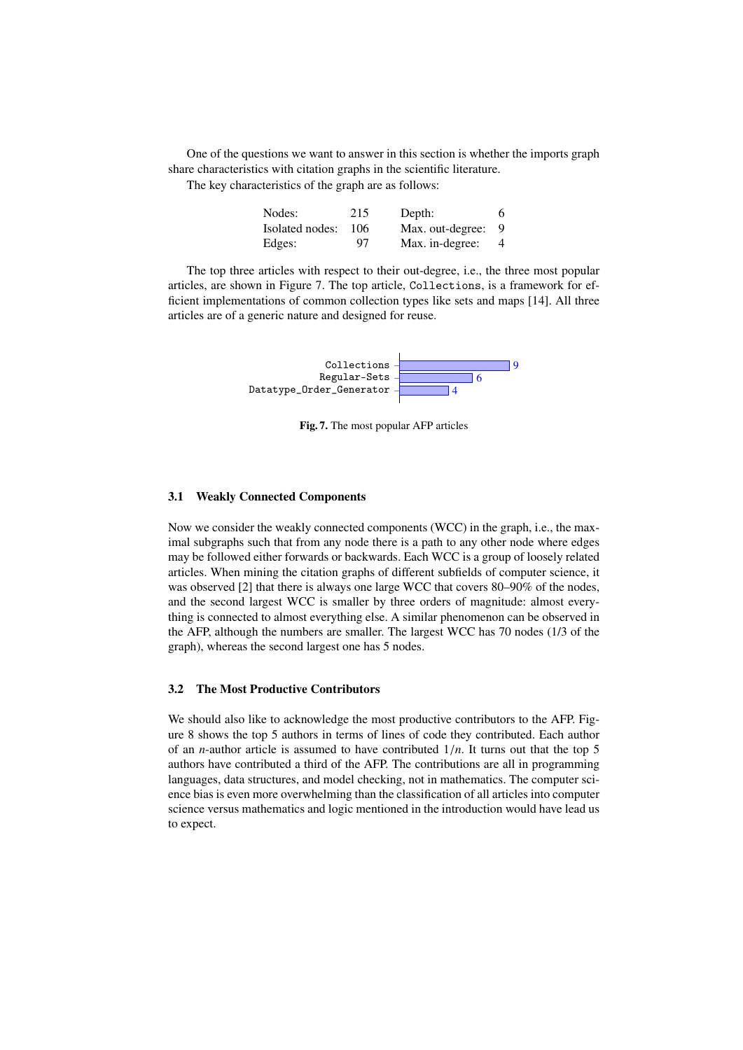One of the questions we want to answer in this section is whether the imports graph share characteristics with citation graphs in the scientific literature.

The key characteristics of the graph are as follows:

| | | | |
|---|---|---|---|
| Nodes: | 215 | Depth: | 6 |
| Isolated nodes: | 106 | Max. out-degree: | 9 |
| Edges: | 97 | Max. in-degree: | 4 |

The top three articles with respect to their out-degree, i.e., the three most popular articles, are shown in Figure 7. The top article, `Collections`, is a framework for efficient implementations of common collection types like sets and maps [14]. All three articles are of a generic nature and designed for reuse.

| Article | Out-degree |
|---|---|
| `Collections` | 9 |
| `Regular-Sets` | 6 |
| `Datatype_Order_Generator` | 4 |

**Fig. 7.** The most popular AFP articles

### 3.1 Weakly Connected Components

Now we consider the weakly connected components (WCC) in the graph, i.e., the maximal subgraphs such that from any node there is a path to any other node where edges may be followed either forwards or backwards. Each WCC is a group of loosely related articles. When mining the citation graphs of different subfields of computer science, it was observed [2] that there is always one large WCC that covers 80–90% of the nodes, and the second largest WCC is smaller by three orders of magnitude: almost everything is connected to almost everything else. A similar phenomenon can be observed in the AFP, although the numbers are smaller. The largest WCC has 70 nodes (1/3 of the graph), whereas the second largest one has 5 nodes.

### 3.2 The Most Productive Contributors

We should also like to acknowledge the most productive contributors to the AFP. Figure 8 shows the top 5 authors in terms of lines of code they contributed. Each author of an $n$-author article is assumed to have contributed $1/n$. It turns out that the top 5 authors have contributed a third of the AFP. The contributions are all in programming languages, data structures, and model checking, not in mathematics. The computer science bias is even more overwhelming than the classification of all articles into computer science versus mathematics and logic mentioned in the introduction would have lead us to expect.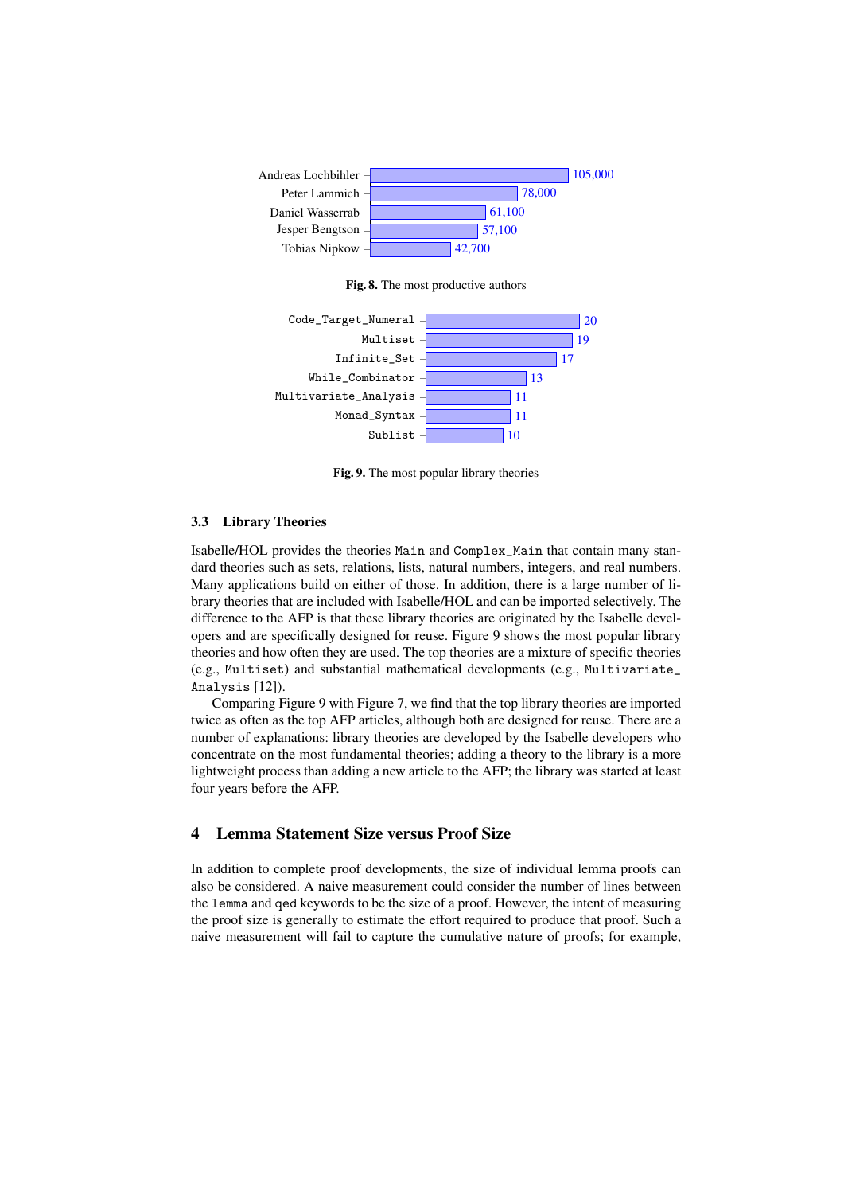| Author | Value |
|---|---|
| Andreas Lochbihler | 105,000 |
| Peter Lammich | 78,000 |
| Daniel Wasserrab | 61,100 |
| Jesper Bengtson | 57,100 |
| Tobias Nipkow | 42,700 |

**Fig. 8.** The most productive authors

| Theory | Count |
|---|---|
| Code_Target_Numeral | 20 |
| Multiset | 19 |
| Infinite_Set | 17 |
| While_Combinator | 13 |
| Multivariate_Analysis | 11 |
| Monad_Syntax | 11 |
| Sublist | 10 |

**Fig. 9.** The most popular library theories

### 3.3 Library Theories

Isabelle/HOL provides the theories `Main` and `Complex_Main` that contain many standard theories such as sets, relations, lists, natural numbers, integers, and real numbers. Many applications build on either of those. In addition, there is a large number of library theories that are included with Isabelle/HOL and can be imported selectively. The difference to the AFP is that these library theories are originated by the Isabelle developers and are specifically designed for reuse. Figure 9 shows the most popular library theories and how often they are used. The top theories are a mixture of specific theories (e.g., `Multiset`) and substantial mathematical developments (e.g., `Multivariate_Analysis` [12]).

Comparing Figure 9 with Figure 7, we find that the top library theories are imported twice as often as the top AFP articles, although both are designed for reuse. There are a number of explanations: library theories are developed by the Isabelle developers who concentrate on the most fundamental theories; adding a theory to the library is a more lightweight process than adding a new article to the AFP; the library was started at least four years before the AFP.

## 4 Lemma Statement Size versus Proof Size

In addition to complete proof developments, the size of individual lemma proofs can also be considered. A naive measurement could consider the number of lines between the `lemma` and `qed` keywords to be the size of a proof. However, the intent of measuring the proof size is generally to estimate the effort required to produce that proof. Such a naive measurement will fail to capture the cumulative nature of proofs; for example,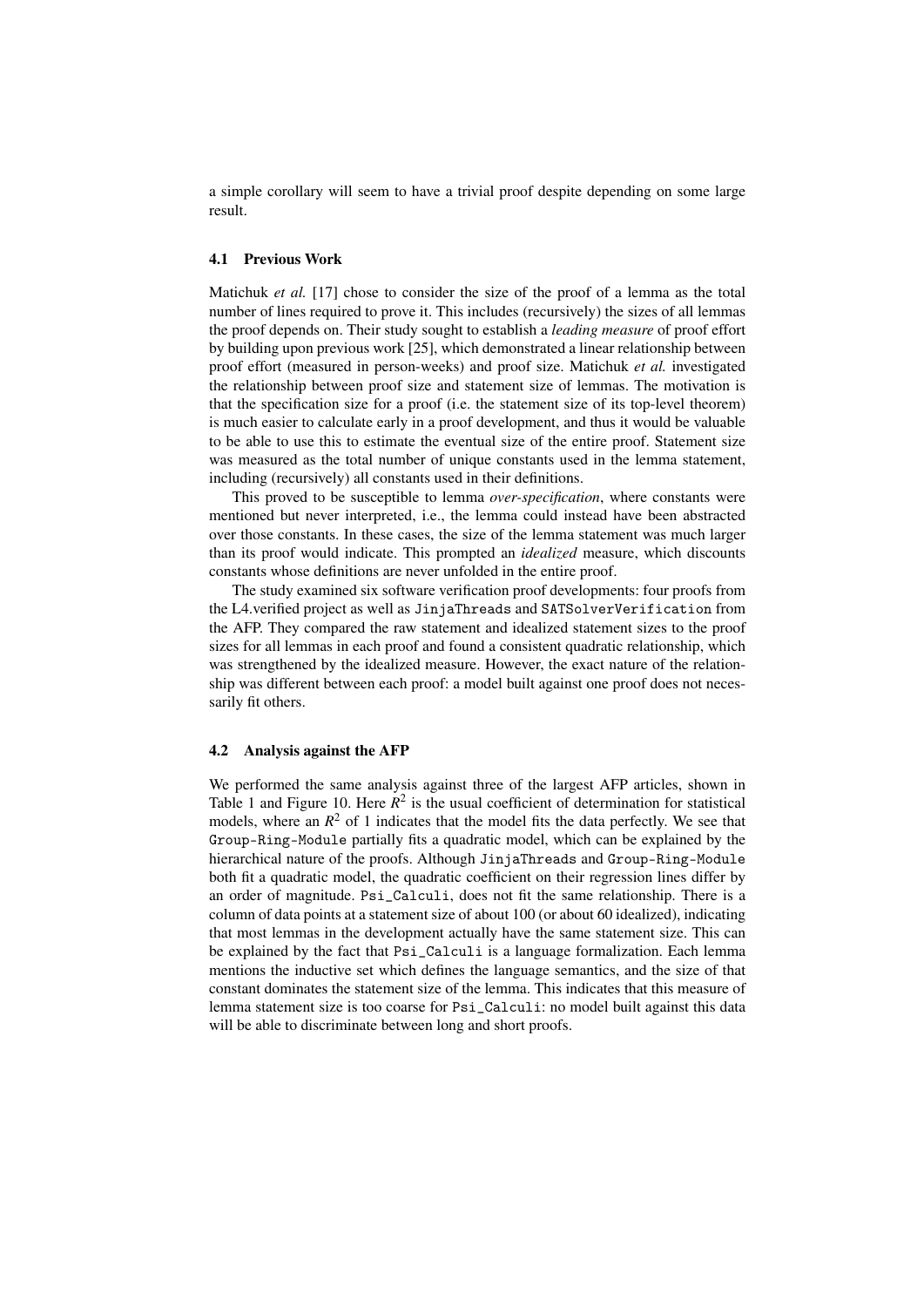a simple corollary will seem to have a trivial proof despite depending on some large result.

### 4.1 Previous Work

Matichuk *et al.* [17] chose to consider the size of the proof of a lemma as the total number of lines required to prove it. This includes (recursively) the sizes of all lemmas the proof depends on. Their study sought to establish a *leading measure* of proof effort by building upon previous work [25], which demonstrated a linear relationship between proof effort (measured in person-weeks) and proof size. Matichuk *et al.* investigated the relationship between proof size and statement size of lemmas. The motivation is that the specification size for a proof (i.e. the statement size of its top-level theorem) is much easier to calculate early in a proof development, and thus it would be valuable to be able to use this to estimate the eventual size of the entire proof. Statement size was measured as the total number of unique constants used in the lemma statement, including (recursively) all constants used in their definitions.

This proved to be susceptible to lemma *over-specification*, where constants were mentioned but never interpreted, i.e., the lemma could instead have been abstracted over those constants. In these cases, the size of the lemma statement was much larger than its proof would indicate. This prompted an *idealized* measure, which discounts constants whose definitions are never unfolded in the entire proof.

The study examined six software verification proof developments: four proofs from the L4.verified project as well as `JinjaThreads` and `SATSolverVerification` from the AFP. They compared the raw statement and idealized statement sizes to the proof sizes for all lemmas in each proof and found a consistent quadratic relationship, which was strengthened by the idealized measure. However, the exact nature of the relationship was different between each proof: a model built against one proof does not necessarily fit others.

### 4.2 Analysis against the AFP

We performed the same analysis against three of the largest AFP articles, shown in Table 1 and Figure 10. Here $R^2$ is the usual coefficient of determination for statistical models, where an $R^2$ of 1 indicates that the model fits the data perfectly. We see that `Group-Ring-Module` partially fits a quadratic model, which can be explained by the hierarchical nature of the proofs. Although `JinjaThreads` and `Group-Ring-Module` both fit a quadratic model, the quadratic coefficient on their regression lines differ by an order of magnitude. `Psi_Calculi`, does not fit the same relationship. There is a column of data points at a statement size of about 100 (or about 60 idealized), indicating that most lemmas in the development actually have the same statement size. This can be explained by the fact that `Psi_Calculi` is a language formalization. Each lemma mentions the inductive set which defines the language semantics, and the size of that constant dominates the statement size of the lemma. This indicates that this measure of lemma statement size is too coarse for `Psi_Calculi`: no model built against this data will be able to discriminate between long and short proofs.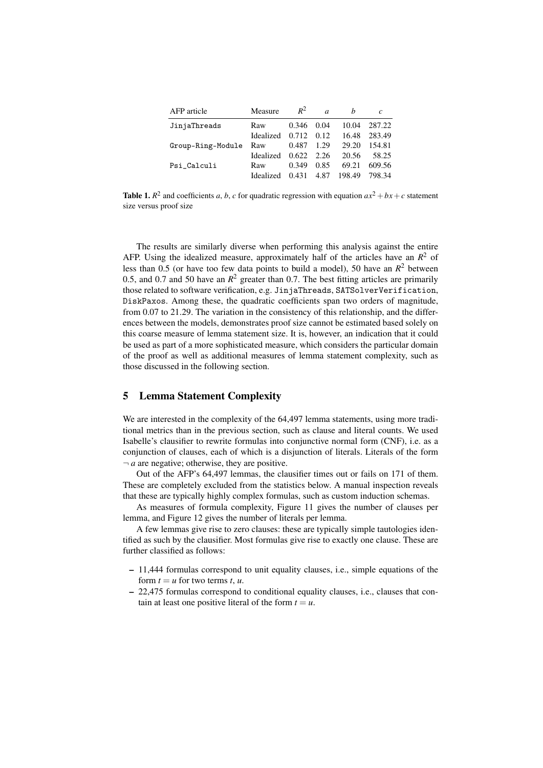| AFP article | Measure | $R^2$ | $a$ | $b$ | $c$ |
|---|---|---|---|---|---|
| JinjaThreads | Raw | 0.346 | 0.04 | 10.04 | 287.22 |
| | Idealized | 0.712 | 0.12 | 16.48 | 283.49 |
| Group-Ring-Module | Raw | 0.487 | 1.29 | 29.20 | 154.81 |
| | Idealized | 0.622 | 2.26 | 20.56 | 58.25 |
| Psi_Calculi | Raw | 0.349 | 0.85 | 69.21 | 609.56 |
| | Idealized | 0.431 | 4.87 | 198.49 | 798.34 |

**Table 1.** $R^2$ and coefficients $a$, $b$, $c$ for quadratic regression with equation $ax^2 + bx + c$ statement size versus proof size

The results are similarly diverse when performing this analysis against the entire AFP. Using the idealized measure, approximately half of the articles have an $R^2$ of less than 0.5 (or have too few data points to build a model), 50 have an $R^2$ between 0.5, and 0.7 and 50 have an $R^2$ greater than 0.7. The best fitting articles are primarily those related to software verification, e.g. JinjaThreads, SATSolverVerification, DiskPaxos. Among these, the quadratic coefficients span two orders of magnitude, from 0.07 to 21.29. The variation in the consistency of this relationship, and the differences between the models, demonstrates proof size cannot be estimated based solely on this coarse measure of lemma statement size. It is, however, an indication that it could be used as part of a more sophisticated measure, which considers the particular domain of the proof as well as additional measures of lemma statement complexity, such as those discussed in the following section.

## 5 Lemma Statement Complexity

We are interested in the complexity of the 64,497 lemma statements, using more traditional metrics than in the previous section, such as clause and literal counts. We used Isabelle's clausifier to rewrite formulas into conjunctive normal form (CNF), i.e. as a conjunction of clauses, each of which is a disjunction of literals. Literals of the form $\neg\, a$ are negative; otherwise, they are positive.

Out of the AFP's 64,497 lemmas, the clausifier times out or fails on 171 of them. These are completely excluded from the statistics below. A manual inspection reveals that these are typically highly complex formulas, such as custom induction schemas.

As measures of formula complexity, Figure 11 gives the number of clauses per lemma, and Figure 12 gives the number of literals per lemma.

A few lemmas give rise to zero clauses: these are typically simple tautologies identified as such by the clausifier. Most formulas give rise to exactly one clause. These are further classified as follows:

- 11,444 formulas correspond to unit equality clauses, i.e., simple equations of the form $t = u$ for two terms $t$, $u$.
- 22,475 formulas correspond to conditional equality clauses, i.e., clauses that contain at least one positive literal of the form $t = u$.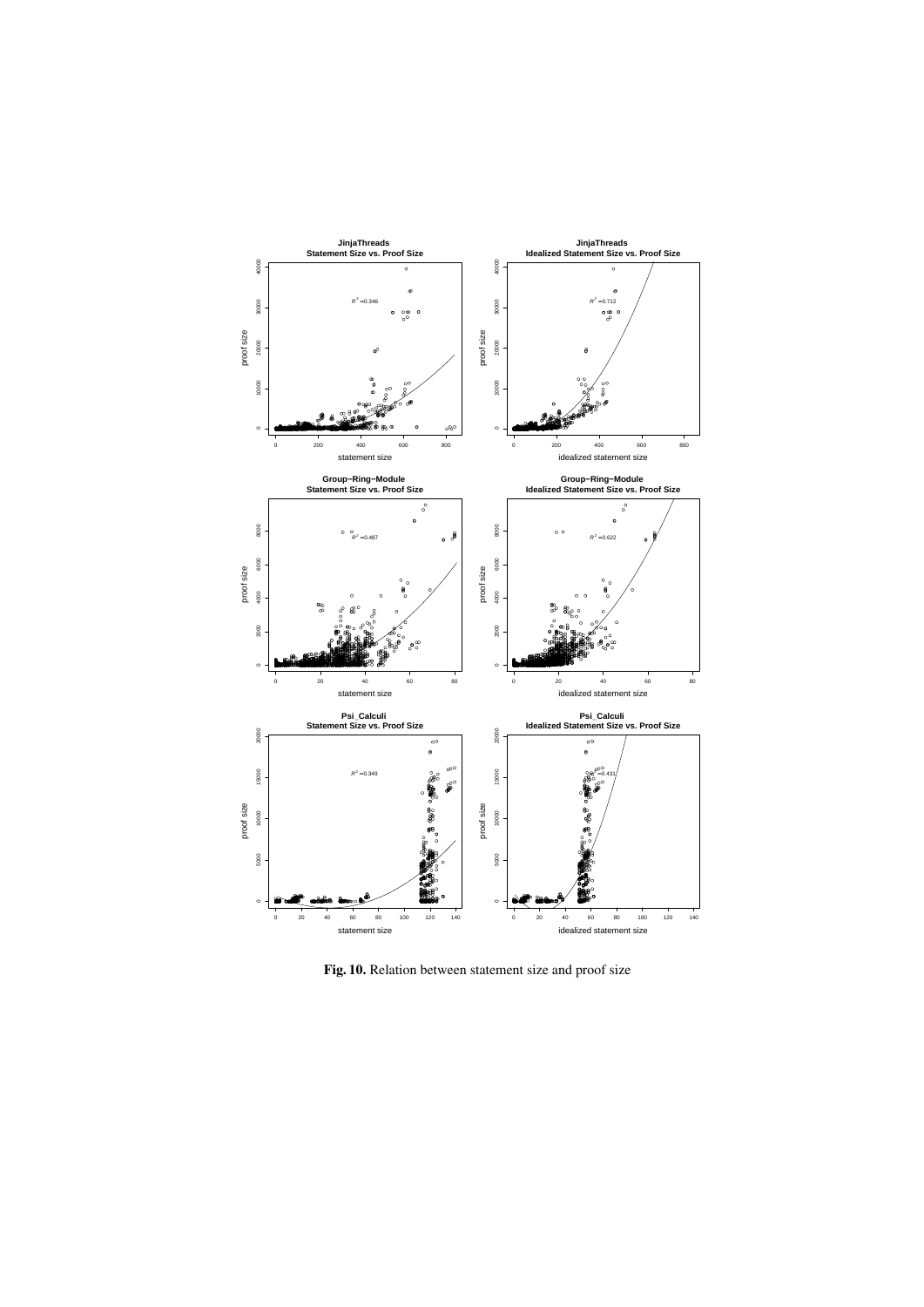Fig. 10. Relation between statement size and proof size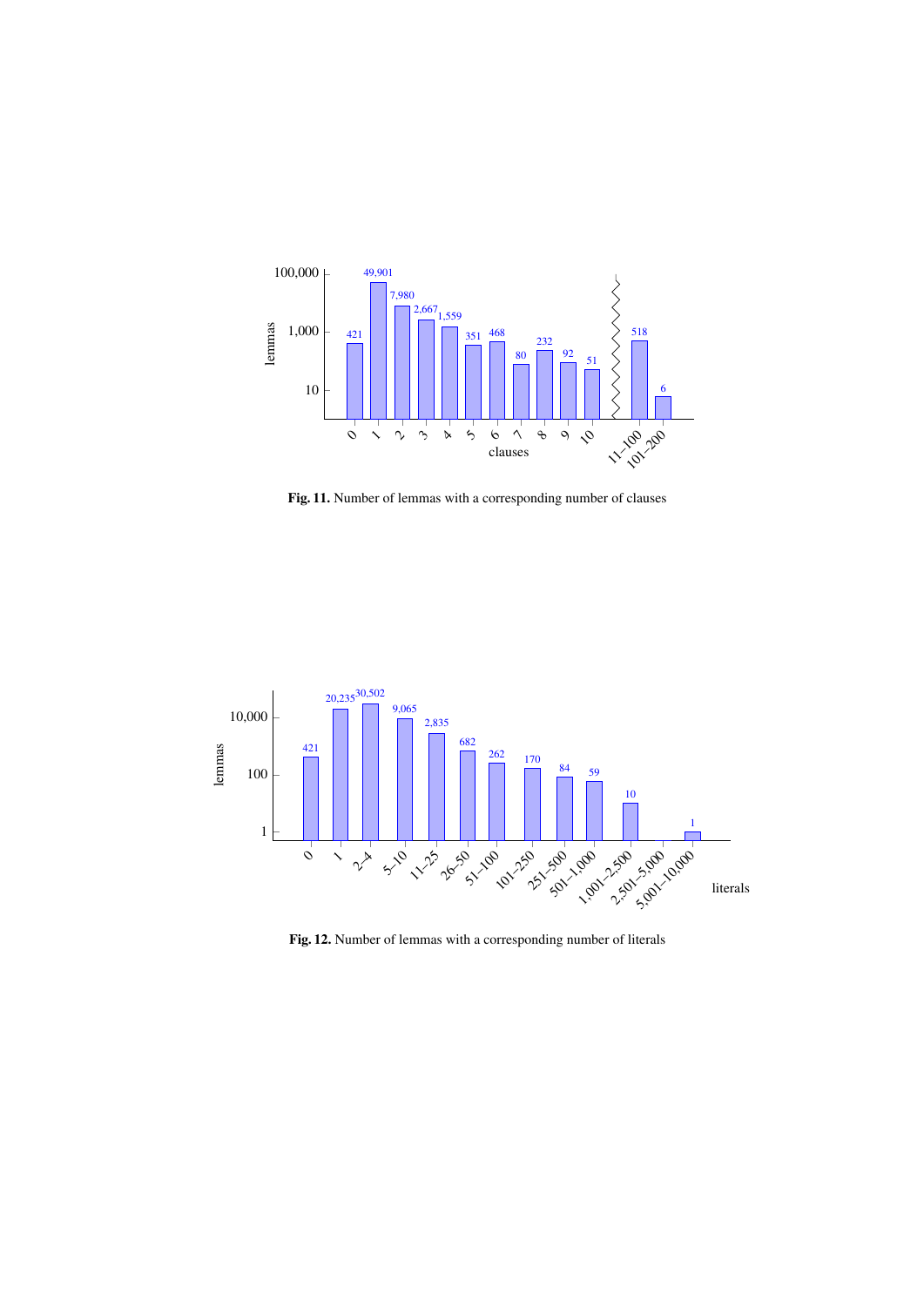Fig. 11. Number of lemmas with a corresponding number of clauses

Fig. 12. Number of lemmas with a corresponding number of literals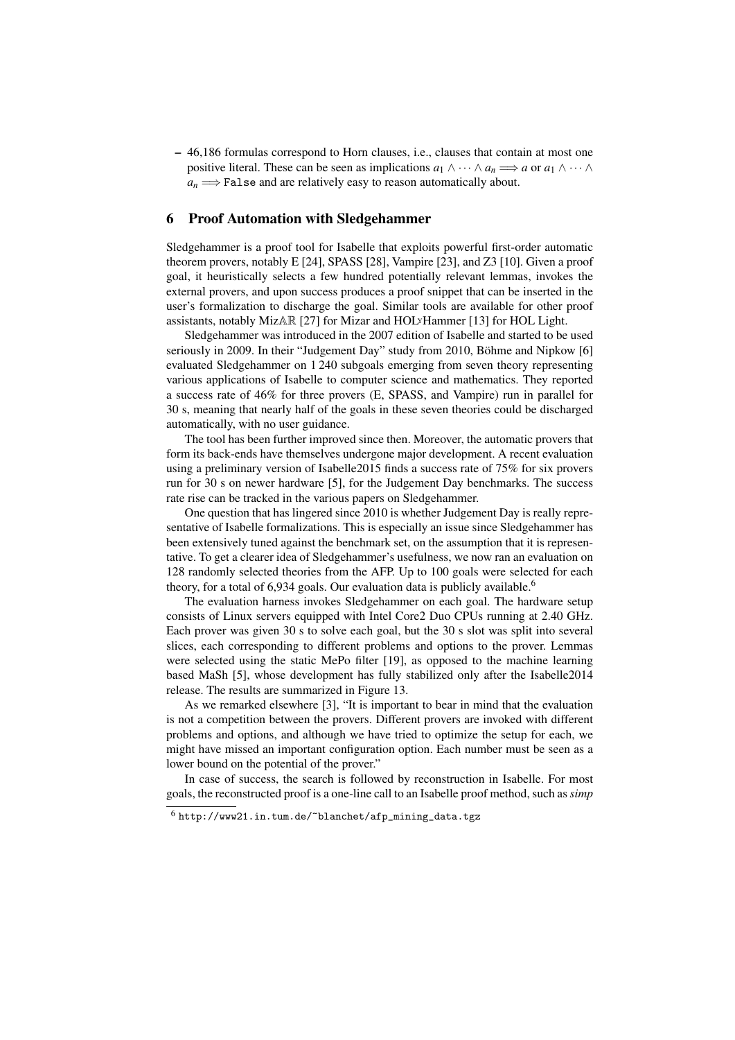– 46,186 formulas correspond to Horn clauses, i.e., clauses that contain at most one positive literal. These can be seen as implications $a_1 \wedge \cdots \wedge a_n \Longrightarrow a$ or $a_1 \wedge \cdots \wedge a_n \Longrightarrow \texttt{False}$ and are relatively easy to reason automatically about.

## 6 Proof Automation with Sledgehammer

Sledgehammer is a proof tool for Isabelle that exploits powerful first-order automatic theorem provers, notably E [24], SPASS [28], Vampire [23], and Z3 [10]. Given a proof goal, it heuristically selects a few hundred potentially relevant lemmas, invokes the external provers, and upon success produces a proof snippet that can be inserted in the user's formalization to discharge the goal. Similar tools are available for other proof assistants, notably Miz$\mathbb{AR}$ [27] for Mizar and HOL*y*Hammer [13] for HOL Light.

Sledgehammer was introduced in the 2007 edition of Isabelle and started to be used seriously in 2009. In their "Judgement Day" study from 2010, Böhme and Nipkow [6] evaluated Sledgehammer on 1 240 subgoals emerging from seven theory representing various applications of Isabelle to computer science and mathematics. They reported a success rate of 46% for three provers (E, SPASS, and Vampire) run in parallel for 30 s, meaning that nearly half of the goals in these seven theories could be discharged automatically, with no user guidance.

The tool has been further improved since then. Moreover, the automatic provers that form its back-ends have themselves undergone major development. A recent evaluation using a preliminary version of Isabelle2015 finds a success rate of 75% for six provers run for 30 s on newer hardware [5], for the Judgement Day benchmarks. The success rate rise can be tracked in the various papers on Sledgehammer.

One question that has lingered since 2010 is whether Judgement Day is really representative of Isabelle formalizations. This is especially an issue since Sledgehammer has been extensively tuned against the benchmark set, on the assumption that it is representative. To get a clearer idea of Sledgehammer's usefulness, we now ran an evaluation on 128 randomly selected theories from the AFP. Up to 100 goals were selected for each theory, for a total of 6,934 goals. Our evaluation data is publicly available.[6]

The evaluation harness invokes Sledgehammer on each goal. The hardware setup consists of Linux servers equipped with Intel Core2 Duo CPUs running at 2.40 GHz. Each prover was given 30 s to solve each goal, but the 30 s slot was split into several slices, each corresponding to different problems and options to the prover. Lemmas were selected using the static MePo filter [19], as opposed to the machine learning based MaSh [5], whose development has fully stabilized only after the Isabelle2014 release. The results are summarized in Figure 13.

As we remarked elsewhere [3], "It is important to bear in mind that the evaluation is not a competition between the provers. Different provers are invoked with different problems and options, and although we have tried to optimize the setup for each, we might have missed an important configuration option. Each number must be seen as a lower bound on the potential of the prover."

In case of success, the search is followed by reconstruction in Isabelle. For most goals, the reconstructed proof is a one-line call to an Isabelle proof method, such as *simp*

[6] http://www21.in.tum.de/~blanchet/afp_mining_data.tgz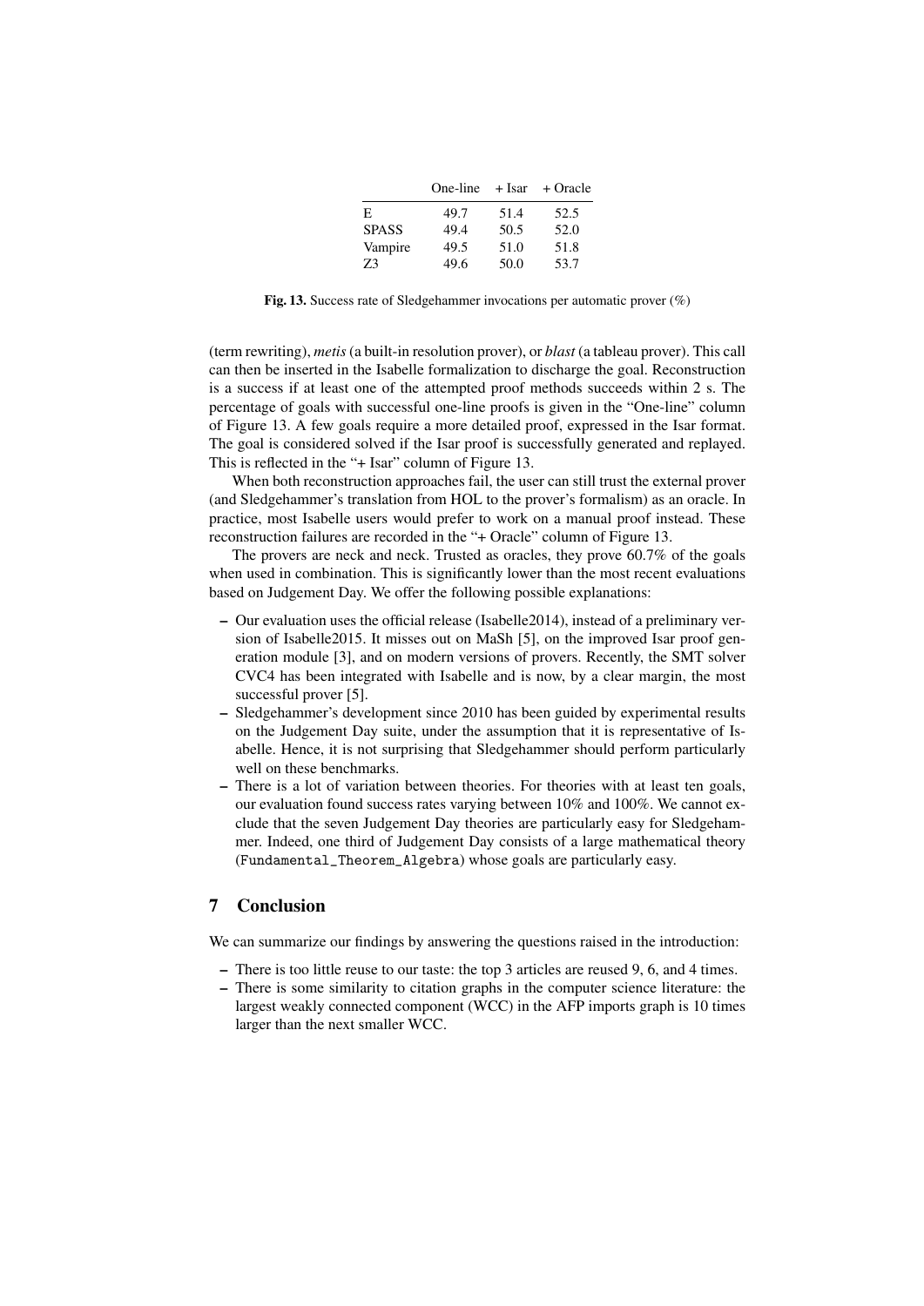|  | One-line | + Isar | + Oracle |
|---|---|---|---|
| E | 49.7 | 51.4 | 52.5 |
| SPASS | 49.4 | 50.5 | 52.0 |
| Vampire | 49.5 | 51.0 | 51.8 |
| Z3 | 49.6 | 50.0 | 53.7 |

**Fig. 13.** Success rate of Sledgehammer invocations per automatic prover (%)

(term rewriting), *metis* (a built-in resolution prover), or *blast* (a tableau prover). This call can then be inserted in the Isabelle formalization to discharge the goal. Reconstruction is a success if at least one of the attempted proof methods succeeds within 2 s. The percentage of goals with successful one-line proofs is given in the "One-line" column of Figure 13. A few goals require a more detailed proof, expressed in the Isar format. The goal is considered solved if the Isar proof is successfully generated and replayed. This is reflected in the "+ Isar" column of Figure 13.

When both reconstruction approaches fail, the user can still trust the external prover (and Sledgehammer's translation from HOL to the prover's formalism) as an oracle. In practice, most Isabelle users would prefer to work on a manual proof instead. These reconstruction failures are recorded in the "+ Oracle" column of Figure 13.

The provers are neck and neck. Trusted as oracles, they prove 60.7% of the goals when used in combination. This is significantly lower than the most recent evaluations based on Judgement Day. We offer the following possible explanations:

- Our evaluation uses the official release (Isabelle2014), instead of a preliminary version of Isabelle2015. It misses out on MaSh [5], on the improved Isar proof generation module [3], and on modern versions of provers. Recently, the SMT solver CVC4 has been integrated with Isabelle and is now, by a clear margin, the most successful prover [5].
- Sledgehammer's development since 2010 has been guided by experimental results on the Judgement Day suite, under the assumption that it is representative of Isabelle. Hence, it is not surprising that Sledgehammer should perform particularly well on these benchmarks.
- There is a lot of variation between theories. For theories with at least ten goals, our evaluation found success rates varying between 10% and 100%. We cannot exclude that the seven Judgement Day theories are particularly easy for Sledgehammer. Indeed, one third of Judgement Day consists of a large mathematical theory (`Fundamental_Theorem_Algebra`) whose goals are particularly easy.

## 7 Conclusion

We can summarize our findings by answering the questions raised in the introduction:

- There is too little reuse to our taste: the top 3 articles are reused 9, 6, and 4 times.
- There is some similarity to citation graphs in the computer science literature: the largest weakly connected component (WCC) in the AFP imports graph is 10 times larger than the next smaller WCC.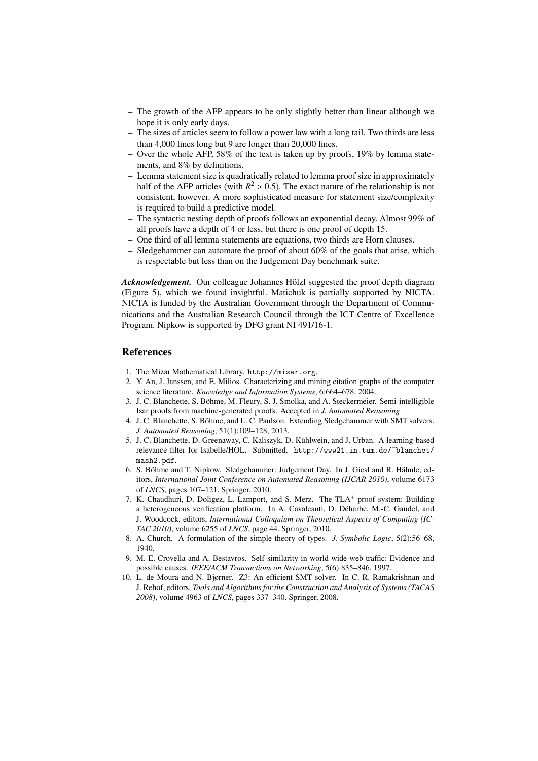- The growth of the AFP appears to be only slightly better than linear although we hope it is only early days.
- The sizes of articles seem to follow a power law with a long tail. Two thirds are less than 4,000 lines long but 9 are longer than 20,000 lines.
- Over the whole AFP, 58% of the text is taken up by proofs, 19% by lemma statements, and 8% by definitions.
- Lemma statement size is quadratically related to lemma proof size in approximately half of the AFP articles (with $R^2 > 0.5$). The exact nature of the relationship is not consistent, however. A more sophisticated measure for statement size/complexity is required to build a predictive model.
- The syntactic nesting depth of proofs follows an exponential decay. Almost 99% of all proofs have a depth of 4 or less, but there is one proof of depth 15.
- One third of all lemma statements are equations, two thirds are Horn clauses.
- Sledgehammer can automate the proof of about 60% of the goals that arise, which is respectable but less than on the Judgement Day benchmark suite.

***Acknowledgement.*** Our colleague Johannes Hölzl suggested the proof depth diagram (Figure 5), which we found insightful. Matichuk is partially supported by NICTA. NICTA is funded by the Australian Government through the Department of Communications and the Australian Research Council through the ICT Centre of Excellence Program. Nipkow is supported by DFG grant NI 491/16-1.

## References

1. The Mizar Mathematical Library. `http://mizar.org`.
2. Y. An, J. Janssen, and E. Milios. Characterizing and mining citation graphs of the computer science literature. *Knowledge and Information Systems*, 6:664–678, 2004.
3. J. C. Blanchette, S. Böhme, M. Fleury, S. J. Smolka, and A. Steckermeier. Semi-intelligible Isar proofs from machine-generated proofs. Accepted in *J. Automated Reasoning*.
4. J. C. Blanchette, S. Böhme, and L. C. Paulson. Extending Sledgehammer with SMT solvers. *J. Automated Reasoning*, 51(1):109–128, 2013.
5. J. C. Blanchette, D. Greenaway, C. Kaliszyk, D. Kühlwein, and J. Urban. A learning-based relevance filter for Isabelle/HOL. Submitted. `http://www21.in.tum.de/~blanchet/mash2.pdf`.
6. S. Böhme and T. Nipkow. Sledgehammer: Judgement Day. In J. Giesl and R. Hähnle, editors, *International Joint Conference on Automated Reasoning (IJCAR 2010)*, volume 6173 of *LNCS*, pages 107–121. Springer, 2010.
7. K. Chaudhuri, D. Doligez, L. Lamport, and S. Merz. The $\text{TLA}^+$ proof system: Building a heterogeneous verification platform. In A. Cavalcanti, D. Déharbe, M.-C. Gaudel, and J. Woodcock, editors, *International Colloquium on Theoretical Aspects of Computing (ICTAC 2010)*, volume 6255 of *LNCS*, page 44. Springer, 2010.
8. A. Church. A formulation of the simple theory of types. *J. Symbolic Logic*, 5(2):56–68, 1940.
9. M. E. Crovella and A. Bestavros. Self-similarity in world wide web traffic: Evidence and possible causes. *IEEE/ACM Transactions on Networking*, 5(6):835–846, 1997.
10. L. de Moura and N. Bjørner. Z3: An efficient SMT solver. In C. R. Ramakrishnan and J. Rehof, editors, *Tools and Algorithms for the Construction and Analysis of Systems (TACAS 2008)*, volume 4963 of *LNCS*, pages 337–340. Springer, 2008.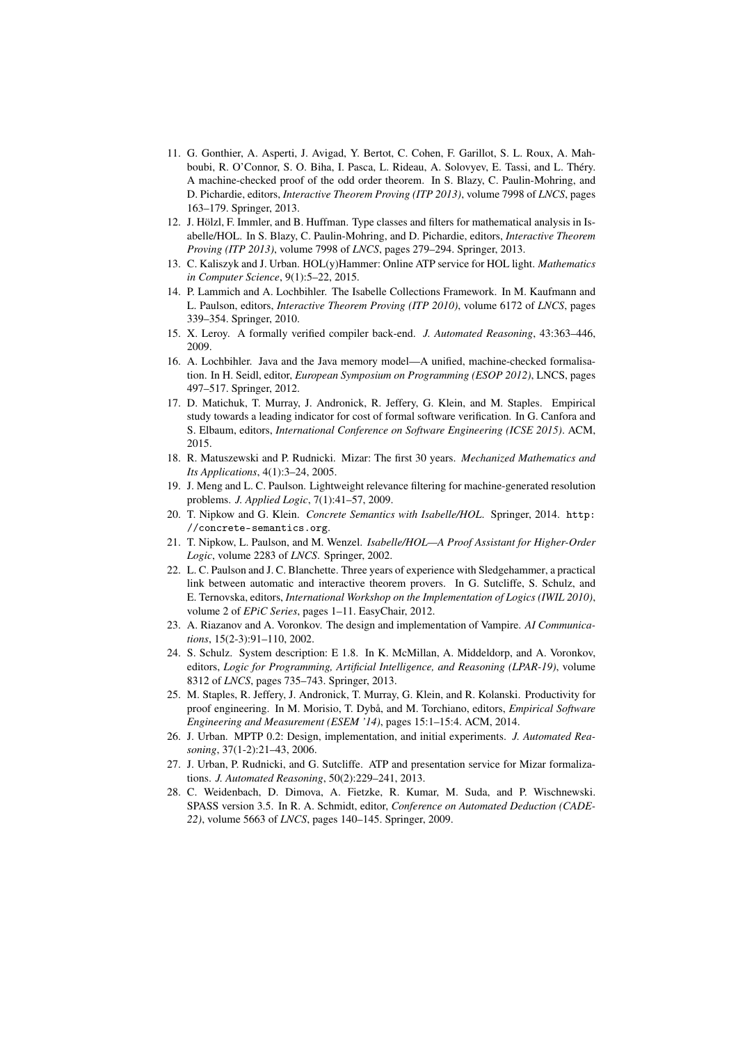11. G. Gonthier, A. Asperti, J. Avigad, Y. Bertot, C. Cohen, F. Garillot, S. L. Roux, A. Mahboubi, R. O'Connor, S. O. Biha, I. Pasca, L. Rideau, A. Solovyev, E. Tassi, and L. Théry. A machine-checked proof of the odd order theorem. In S. Blazy, C. Paulin-Mohring, and D. Pichardie, editors, *Interactive Theorem Proving (ITP 2013)*, volume 7998 of *LNCS*, pages 163–179. Springer, 2013.
12. J. Hölzl, F. Immler, and B. Huffman. Type classes and filters for mathematical analysis in Isabelle/HOL. In S. Blazy, C. Paulin-Mohring, and D. Pichardie, editors, *Interactive Theorem Proving (ITP 2013)*, volume 7998 of *LNCS*, pages 279–294. Springer, 2013.
13. C. Kaliszyk and J. Urban. HOL(y)Hammer: Online ATP service for HOL light. *Mathematics in Computer Science*, 9(1):5–22, 2015.
14. P. Lammich and A. Lochbihler. The Isabelle Collections Framework. In M. Kaufmann and L. Paulson, editors, *Interactive Theorem Proving (ITP 2010)*, volume 6172 of *LNCS*, pages 339–354. Springer, 2010.
15. X. Leroy. A formally verified compiler back-end. *J. Automated Reasoning*, 43:363–446, 2009.
16. A. Lochbihler. Java and the Java memory model—A unified, machine-checked formalisation. In H. Seidl, editor, *European Symposium on Programming (ESOP 2012)*, LNCS, pages 497–517. Springer, 2012.
17. D. Matichuk, T. Murray, J. Andronick, R. Jeffery, G. Klein, and M. Staples. Empirical study towards a leading indicator for cost of formal software verification. In G. Canfora and S. Elbaum, editors, *International Conference on Software Engineering (ICSE 2015)*. ACM, 2015.
18. R. Matuszewski and P. Rudnicki. Mizar: The first 30 years. *Mechanized Mathematics and Its Applications*, 4(1):3–24, 2005.
19. J. Meng and L. C. Paulson. Lightweight relevance filtering for machine-generated resolution problems. *J. Applied Logic*, 7(1):41–57, 2009.
20. T. Nipkow and G. Klein. *Concrete Semantics with Isabelle/HOL*. Springer, 2014. `http://concrete-semantics.org`.
21. T. Nipkow, L. Paulson, and M. Wenzel. *Isabelle/HOL—A Proof Assistant for Higher-Order Logic*, volume 2283 of *LNCS*. Springer, 2002.
22. L. C. Paulson and J. C. Blanchette. Three years of experience with Sledgehammer, a practical link between automatic and interactive theorem provers. In G. Sutcliffe, S. Schulz, and E. Ternovska, editors, *International Workshop on the Implementation of Logics (IWIL 2010)*, volume 2 of *EPiC Series*, pages 1–11. EasyChair, 2012.
23. A. Riazanov and A. Voronkov. The design and implementation of Vampire. *AI Communications*, 15(2-3):91–110, 2002.
24. S. Schulz. System description: E 1.8. In K. McMillan, A. Middeldorp, and A. Voronkov, editors, *Logic for Programming, Artificial Intelligence, and Reasoning (LPAR-19)*, volume 8312 of *LNCS*, pages 735–743. Springer, 2013.
25. M. Staples, R. Jeffery, J. Andronick, T. Murray, G. Klein, and R. Kolanski. Productivity for proof engineering. In M. Morisio, T. Dybå, and M. Torchiano, editors, *Empirical Software Engineering and Measurement (ESEM '14)*, pages 15:1–15:4. ACM, 2014.
26. J. Urban. MPTP 0.2: Design, implementation, and initial experiments. *J. Automated Reasoning*, 37(1-2):21–43, 2006.
27. J. Urban, P. Rudnicki, and G. Sutcliffe. ATP and presentation service for Mizar formalizations. *J. Automated Reasoning*, 50(2):229–241, 2013.
28. C. Weidenbach, D. Dimova, A. Fietzke, R. Kumar, M. Suda, and P. Wischnewski. SPASS version 3.5. In R. A. Schmidt, editor, *Conference on Automated Deduction (CADE-22)*, volume 5663 of *LNCS*, pages 140–145. Springer, 2009.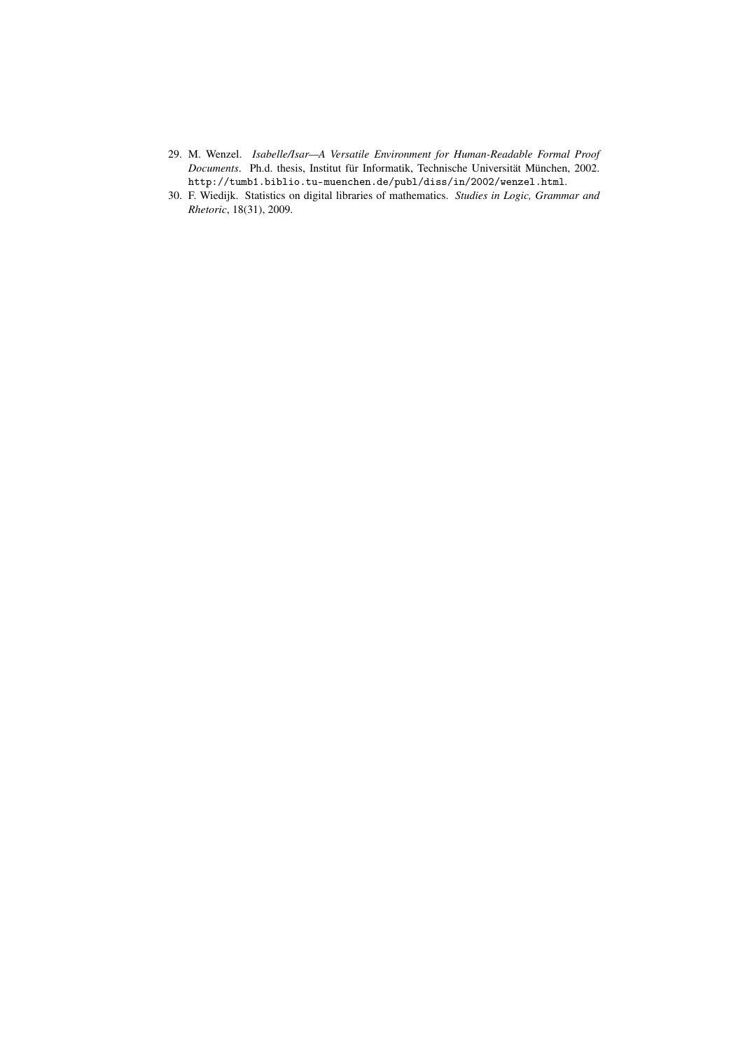29. M. Wenzel. *Isabelle/Isar—A Versatile Environment for Human-Readable Formal Proof Documents*. Ph.d. thesis, Institut für Informatik, Technische Universität München, 2002. `http://tumb1.biblio.tu-muenchen.de/publ/diss/in/2002/wenzel.html`.
30. F. Wiedijk. Statistics on digital libraries of mathematics. *Studies in Logic, Grammar and Rhetoric*, 18(31), 2009.